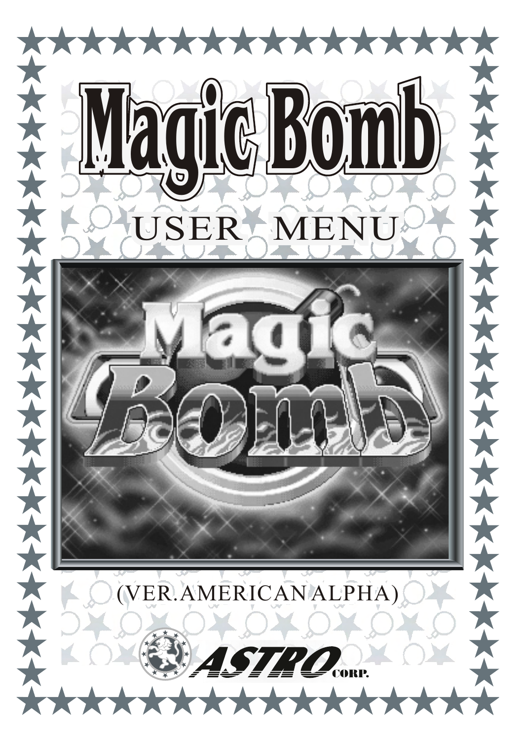# Magic Bomb

## USER MENU

(VER.AMERICAN ALPHA)

ASTRO CORP.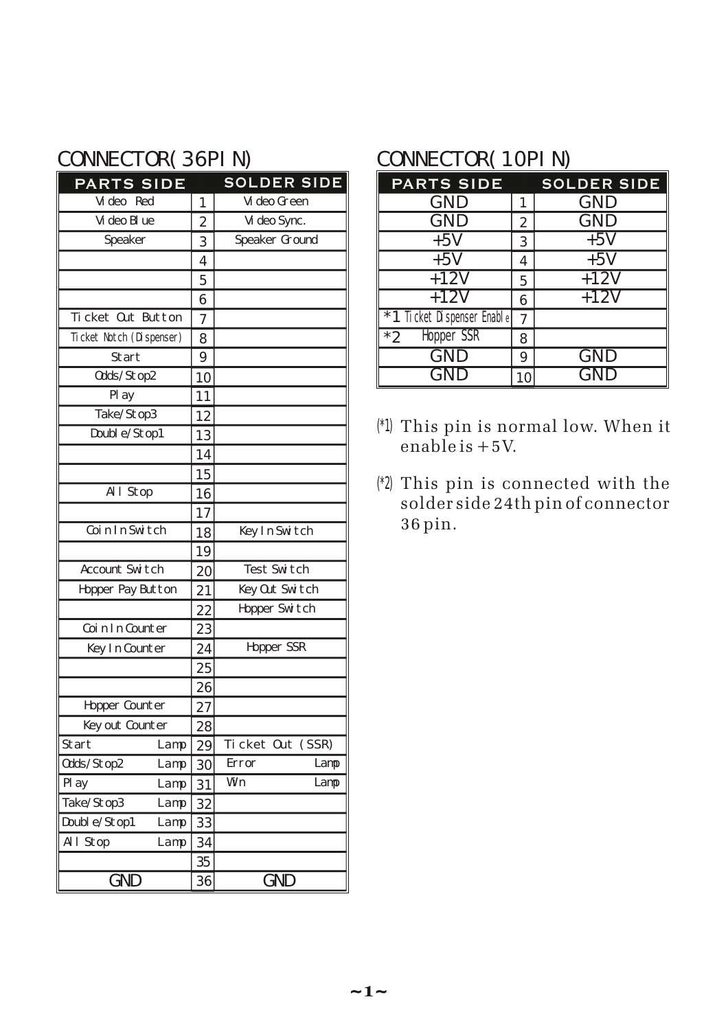## CONNECTOR(36PIN)

| PARTS SIDE | | SOLDER SIDE |
|---|---|---|
| Video Red | 1 | Video Green |
| Video Blue | 2 | Video Sync. |
| Speaker | 3 | Speaker Ground |
| | 4 | |
| | 5 | |
| | 6 | |
| Ticket Out Button | 7 | |
| Ticket Notch (Dispenser) | 8 | |
| Start | 9 | |
| Odds/Stop2 | 10 | |
| Play | 11 | |
| Take/Stop3 | 12 | |
| Double/Stop1 | 13 | |
| | 14 | |
| | 15 | |
| All Stop | 16 | |
| | 17 | |
| Coin In Switch | 18 | Key In Switch |
| | 19 | |
| Account Switch | 20 | Test Switch |
| Hopper Pay Button | 21 | Key Out Switch |
| | 22 | Hopper Switch |
| Coin In Counter | 23 | |
| Key In Counter | 24 | Hopper SSR |
| | 25 | |
| | 26 | |
| Hopper Counter | 27 | |
| Key out Counter | 28 | |
| Start Lamp | 29 | Ticket Out (SSR) |
| Odds/Stop2 Lamp | 30 | Error Lamp |
| Play Lamp | 31 | Win Lamp |
| Take/Stop3 Lamp | 32 | |
| Double/Stop1 Lamp | 33 | |
| All Stop Lamp | 34 | |
| | 35 | |
| GND | 36 | GND |

## CONNECTOR(10PIN)

| PARTS SIDE | | SOLDER SIDE |
|---|---|---|
| GND | 1 | GND |
| GND | 2 | GND |
| +5V | 3 | +5V |
| +5V | 4 | +5V |
| +12V | 5 | +12V |
| +12V | 6 | +12V |
| *1 Ticket Dispenser Enable | 7 | |
| *2 Hopper SSR | 8 | |
| GND | 9 | GND |
| GND | 10 | GND |

(*1) This pin is normal low. When it enable is +5V.

(*2) This pin is connected with the solder side 24th pin of connector 36 pin.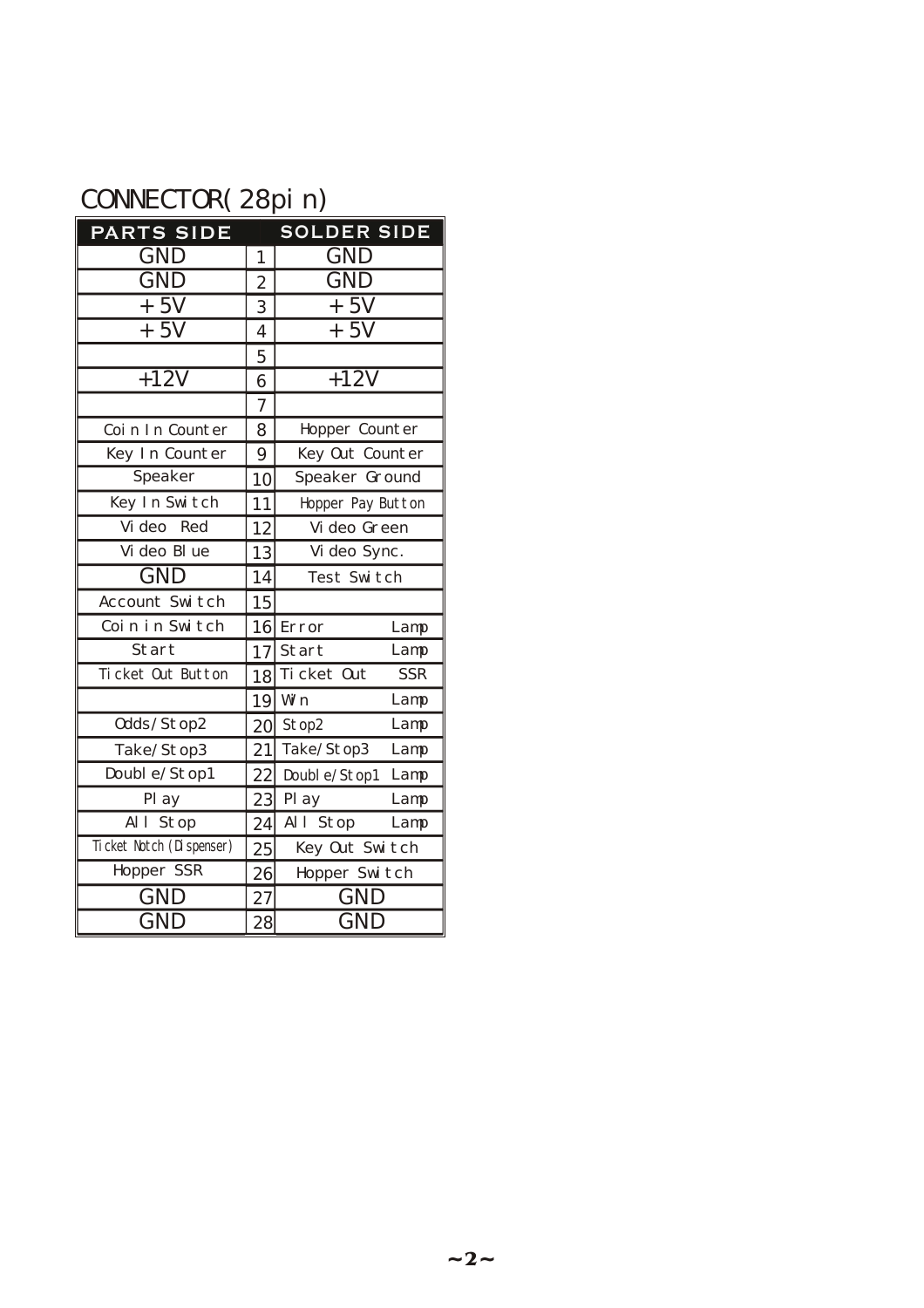# CONNECTOR(28pin)

| PARTS SIDE | | SOLDER SIDE |
|---|---|---|
| GND | 1 | GND |
| GND | 2 | GND |
| +5V | 3 | +5V |
| +5V | 4 | +5V |
| | 5 | |
| +12V | 6 | +12V |
| | 7 | |
| Coin In Counter | 8 | Hopper Counter |
| Key In Counter | 9 | Key Out Counter |
| Speaker | 10 | Speaker Ground |
| Key In Switch | 11 | Hopper Pay Button |
| Video Red | 12 | Video Green |
| Video Blue | 13 | Video Sync. |
| GND | 14 | Test Switch |
| Account Switch | 15 | |
| Coin in Switch | 16 | Error Lamp |
| Start | 17 | Start Lamp |
| Ticket Out Button | 18 | Ticket Out SSR |
| | 19 | Win Lamp |
| Odds/Stop2 | 20 | Stop2 Lamp |
| Take/Stop3 | 21 | Take/Stop3 Lamp |
| Double/Stop1 | 22 | Double/Stop1 Lamp |
| Play | 23 | Play Lamp |
| All Stop | 24 | All Stop Lamp |
| Ticket Notch (Dispenser) | 25 | Key Out Switch |
| Hopper SSR | 26 | Hopper Switch |
| GND | 27 | GND |
| GND | 28 | GND |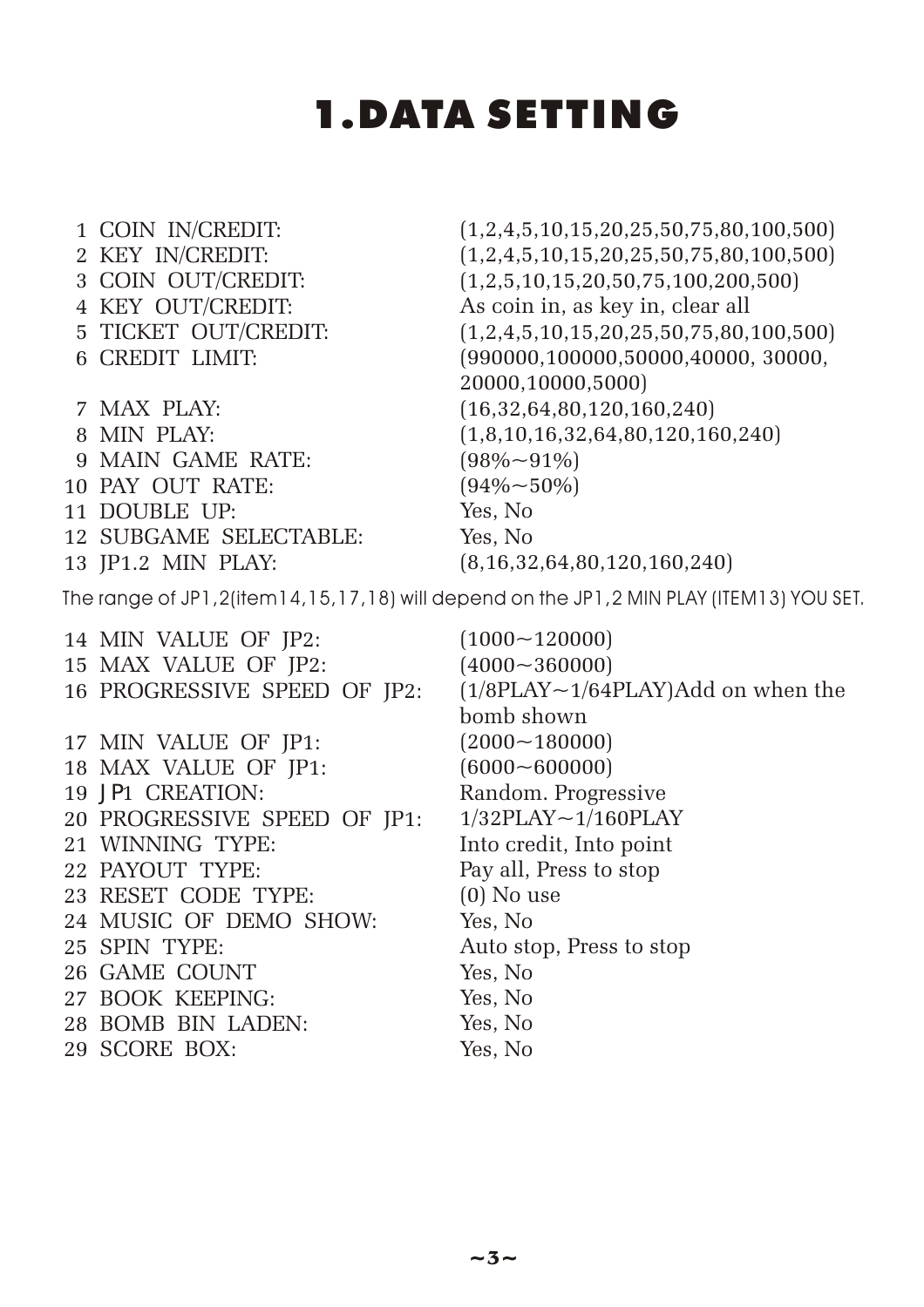# 1.DATA SETTING

| | |
|---|---|
| 1 COIN IN/CREDIT: | (1,2,4,5,10,15,20,25,50,75,80,100,500) |
| 2 KEY IN/CREDIT: | (1,2,4,5,10,15,20,25,50,75,80,100,500) |
| 3 COIN OUT/CREDIT: | (1,2,5,10,15,20,50,75,100,200,500) |
| 4 KEY OUT/CREDIT: | As coin in, as key in, clear all |
| 5 TICKET OUT/CREDIT: | (1,2,4,5,10,15,20,25,50,75,80,100,500) |
| 6 CREDIT LIMIT: | (990000,100000,50000,40000, 30000, 20000,10000,5000) |
| 7 MAX PLAY: | (16,32,64,80,120,160,240) |
| 8 MIN PLAY: | (1,8,10,16,32,64,80,120,160,240) |
| 9 MAIN GAME RATE: | (98%~91%) |
| 10 PAY OUT RATE: | (94%~50%) |
| 11 DOUBLE UP: | Yes, No |
| 12 SUBGAME SELECTABLE: | Yes, No |
| 13 JP1.2 MIN PLAY: | (8,16,32,64,80,120,160,240) |

The range of JP1,2(item14,15,17,18) will depend on the JP1,2 MIN PLAY (ITEM13) YOU SET.

| | |
|---|---|
| 14 MIN VALUE OF JP2: | (1000~120000) |
| 15 MAX VALUE OF JP2: | (4000~360000) |
| 16 PROGRESSIVE SPEED OF JP2: | (1/8PLAY~1/64PLAY)Add on when the bomb shown |
| 17 MIN VALUE OF JP1: | (2000~180000) |
| 18 MAX VALUE OF JP1: | (6000~600000) |
| 19 JP1 CREATION: | Random. Progressive |
| 20 PROGRESSIVE SPEED OF JP1: | 1/32PLAY~1/160PLAY |
| 21 WINNING TYPE: | Into credit, Into point |
| 22 PAYOUT TYPE: | Pay all, Press to stop |
| 23 RESET CODE TYPE: | (0) No use |
| 24 MUSIC OF DEMO SHOW: | Yes, No |
| 25 SPIN TYPE: | Auto stop, Press to stop |
| 26 GAME COUNT | Yes, No |
| 27 BOOK KEEPING: | Yes, No |
| 28 BOMB BIN LADEN: | Yes, No |
| 29 SCORE BOX: | Yes, No |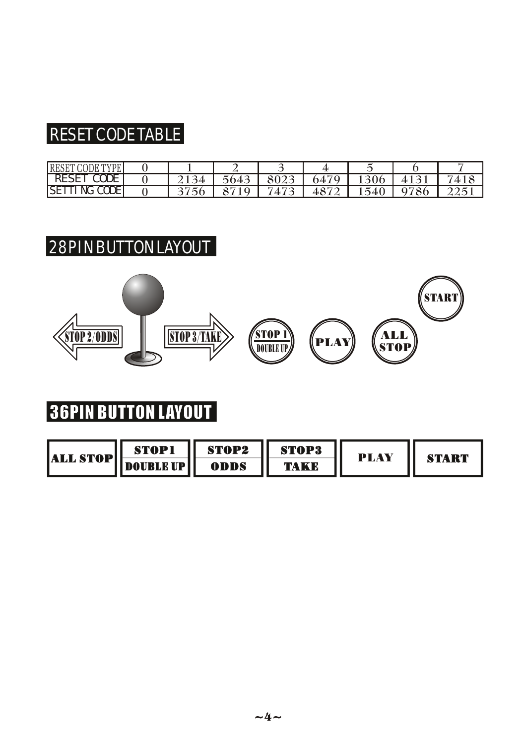## RESET CODE TABLE

| RESET CODE TYPE | 0 | 1 | 2 | 3 | 4 | 5 | 6 | 7 |
|---|---|---|---|---|---|---|---|---|
| RESET CODE | 0 | 2134 | 5643 | 8023 | 6479 | 1306 | 4131 | 7418 |
| SETTING CODE | 0 | 3756 | 8719 | 7473 | 4872 | 1540 | 9786 | 2251 |

## 28PIN BUTTON LAYOUT

STOP 2/ODDS

STOP 3/TAKE

STOP 1 / DOUBLE UP

PLAY

ALL STOP

START

## 36PIN BUTTON LAYOUT

| ALL STOP | STOP1 / DOUBLE UP | STOP2 / ODDS | STOP3 / TAKE | PLAY | START |
|---|---|---|---|---|---|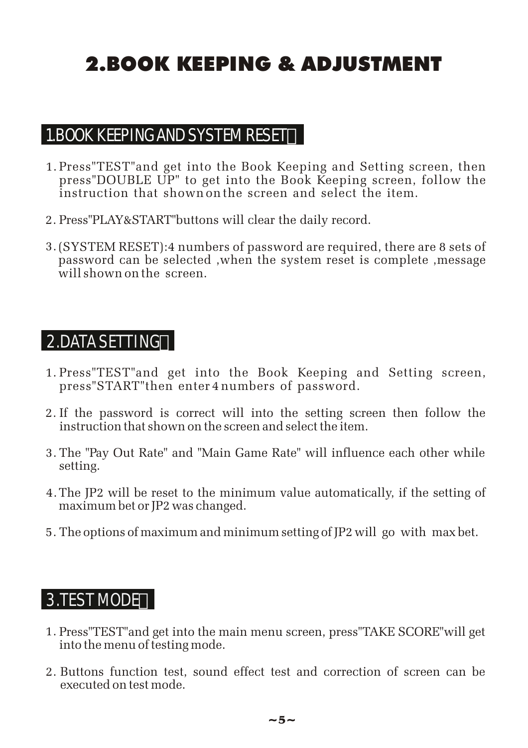# 2.BOOK KEEPING & ADJUSTMENT

## 1.BOOK KEEPING AND SYSTEM RESET

1. Press"TEST"and get into the Book Keeping and Setting screen, then press"DOUBLE UP" to get into the Book Keeping screen, follow the instruction that shown on the screen and select the item.
2. Press"PLAY&START"buttons will clear the daily record.
3. (SYSTEM RESET):4 numbers of password are required, there are 8 sets of password can be selected ,when the system reset is complete ,message will shown on the screen.

## 2.DATA SETTING

1. Press"TEST"and get into the Book Keeping and Setting screen, press"START"then enter 4 numbers of password.
2. If the password is correct will into the setting screen then follow the instruction that shown on the screen and select the item.
3. The "Pay Out Rate" and "Main Game Rate" will influence each other while setting.
4. The JP2 will be reset to the minimum value automatically, if the setting of maximum bet or JP2 was changed.
5. The options of maximum and minimum setting of JP2 will go with max bet.

## 3.TEST MODE

1. Press"TEST"and get into the main menu screen, press"TAKE SCORE"will get into the menu of testing mode.
2. Buttons function test, sound effect test and correction of screen can be executed on test mode.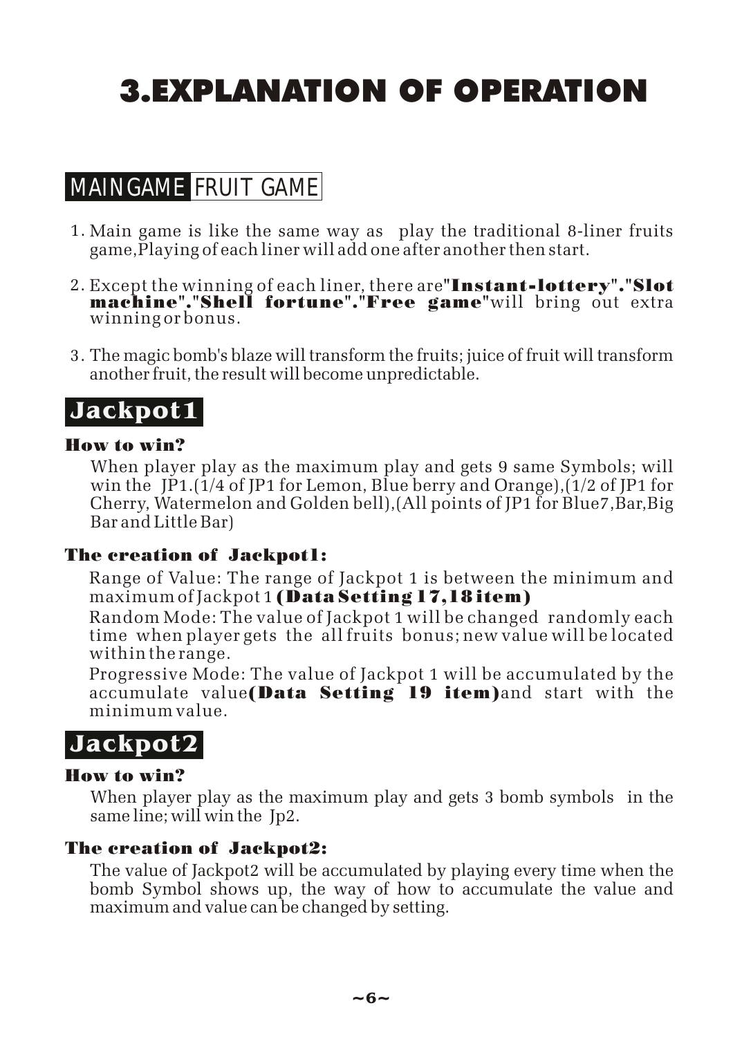# 3.EXPLANATION OF OPERATION

## MAIN GAME FRUIT GAME

1. Main game is like the same way as play the traditional 8-liner fruits game,Playing of each liner will add one after another then start.

2. Except the winning of each liner, there are**"Instant-lottery"."Slot machine"."Shell fortune"."Free game"**will bring out extra winning or bonus.

3. The magic bomb's blaze will transform the fruits; juice of fruit will transform another fruit, the result will become unpredictable.

## Jackpot1

### How to win?

When player play as the maximum play and gets 9 same Symbols; will win the JP1.(1/4 of JP1 for Lemon, Blue berry and Orange),(1/2 of JP1 for Cherry, Watermelon and Golden bell),(All points of JP1 for Blue7,Bar,Big Bar and Little Bar)

### The creation of Jackpot1:

Range of Value: The range of Jackpot 1 is between the minimum and maximum of Jackpot 1 **(Data Setting 17,18 item)**

Random Mode: The value of Jackpot 1 will be changed randomly each time when player gets the all fruits bonus; new value will be located within the range.

Progressive Mode: The value of Jackpot 1 will be accumulated by the accumulate value**(Data Setting 19 item)**and start with the minimum value.

## Jackpot2

### How to win?

When player play as the maximum play and gets 3 bomb symbols in the same line; will win the Jp2.

### The creation of Jackpot2:

The value of Jackpot2 will be accumulated by playing every time when the bomb Symbol shows up, the way of how to accumulate the value and maximum and value can be changed by setting.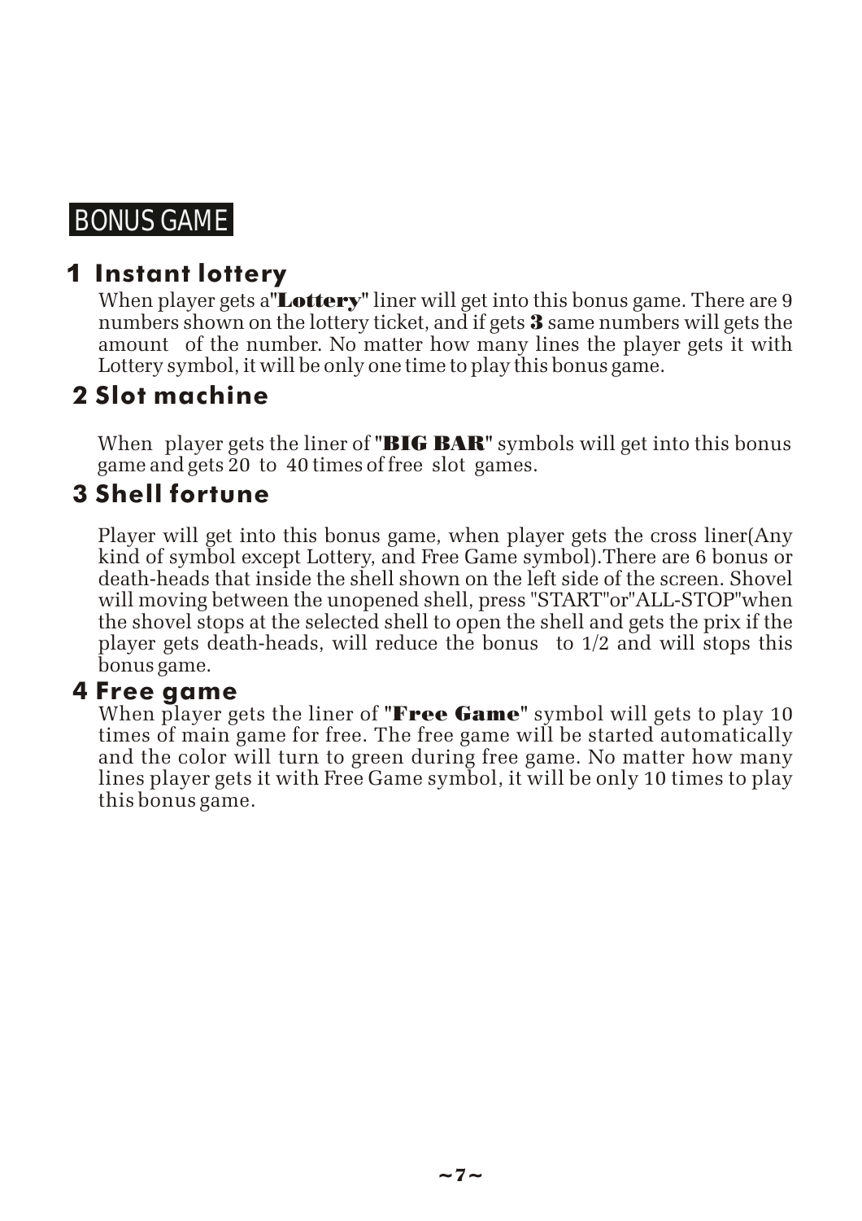# BONUS GAME

## 1 Instant lottery

When player gets a"**Lottery**" liner will get into this bonus game. There are 9 numbers shown on the lottery ticket, and if gets **3** same numbers will gets the amount of the number. No matter how many lines the player gets it with Lottery symbol, it will be only one time to play this bonus game.

## 2 Slot machine

When player gets the liner of "**BIG BAR**" symbols will get into this bonus game and gets 20 to 40 times of free slot games.

## 3 Shell fortune

Player will get into this bonus game, when player gets the cross liner(Any kind of symbol except Lottery, and Free Game symbol).There are 6 bonus or death-heads that inside the shell shown on the left side of the screen. Shovel will moving between the unopened shell, press "START"or"ALL-STOP"when the shovel stops at the selected shell to open the shell and gets the prix if the player gets death-heads, will reduce the bonus to 1/2 and will stops this bonus game.

## 4 Free game

When player gets the liner of "**Free Game**" symbol will gets to play 10 times of main game for free. The free game will be started automatically and the color will turn to green during free game. No matter how many lines player gets it with Free Game symbol, it will be only 10 times to play this bonus game.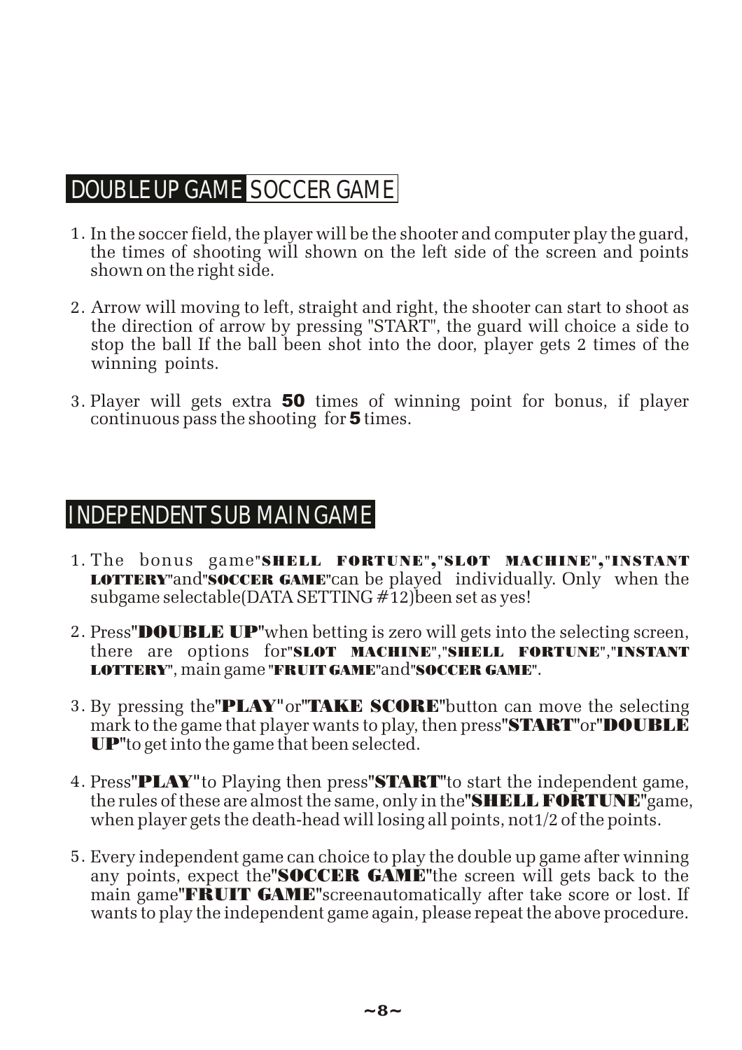## DOUBLE UP GAME SOCCER GAME

1. In the soccer field, the player will be the shooter and computer play the guard, the times of shooting will shown on the left side of the screen and points shown on the right side.

2. Arrow will moving to left, straight and right, the shooter can start to shoot as the direction of arrow by pressing "START", the guard will choice a side to stop the ball If the ball been shot into the door, player gets 2 times of the winning points.

3. Player will gets extra **50** times of winning point for bonus, if player continuous pass the shooting for **5** times.

## INDEPENDENT SUB MAIN GAME

1. The bonus game"**SHELL FORTUNE**","**SLOT MACHINE**","**INSTANT LOTTERY**"and"**SOCCER GAME**"can be played individually. Only when the subgame selectable(DATA SETTING #12)been set as yes!

2. Press"**DOUBLE UP**"when betting is zero will gets into the selecting screen, there are options for"**SLOT MACHINE**","**SHELL FORTUNE**","**INSTANT LOTTERY**", main game "**FRUIT GAME**"and"**SOCCER GAME**".

3. By pressing the"**PLAY**"or"**TAKE SCORE**"button can move the selecting mark to the game that player wants to play, then press"**START**"or"**DOUBLE UP**"to get into the game that been selected.

4. Press"**PLAY**"to Playing then press"**START**"to start the independent game, the rules of these are almost the same, only in the"**SHELL FORTUNE**"game, when player gets the death-head will losing all points, not1/2 of the points.

5. Every independent game can choice to play the double up game after winning any points, expect the"**SOCCER GAME**"the screen will gets back to the main game"**FRUIT GAME**"screenautomatically after take score or lost. If wants to play the independent game again, please repeat the above procedure.